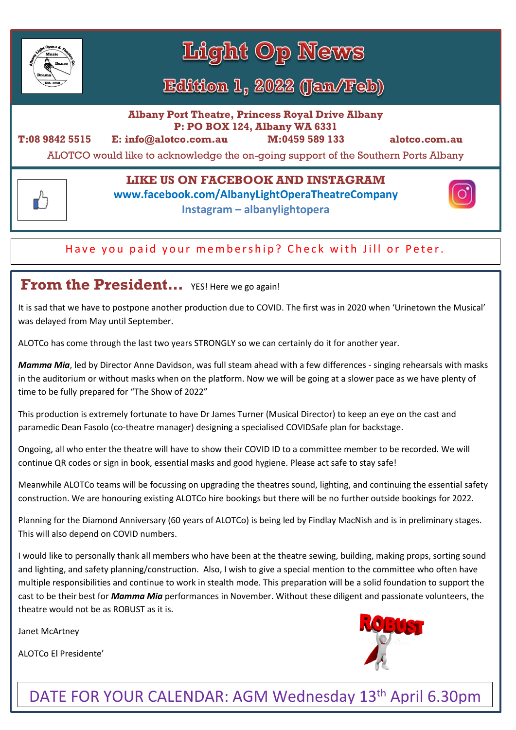# Light Op News

## Edition 1, 2022 (Jan/Feb)

**Albany Port Theatre, Princess Royal Drive Albany**
**P: PO BOX 124, Albany WA 6331**

**T:08 9842 5515** **E: info@alotco.com.au** **M:0459 589 133** **alotco.com.au**

ALOTCO would like to acknowledge the on-going support of the Southern Ports Albany

**LIKE US ON FACEBOOK AND INSTAGRAM**
**www.facebook.com/AlbanyLightOperaTheatreCompany**
**Instagram – albanylightopera**

Have you paid your membership? Check with Jill or Peter.

## From the President… YES! Here we go again!

It is sad that we have to postpone another production due to COVID. The first was in 2020 when 'Urinetown the Musical' was delayed from May until September.

ALOTCo has come through the last two years STRONGLY so we can certainly do it for another year.

***Mamma Mia***, led by Director Anne Davidson, was full steam ahead with a few differences - singing rehearsals with masks in the auditorium or without masks when on the platform. Now we will be going at a slower pace as we have plenty of time to be fully prepared for "The Show of 2022"

This production is extremely fortunate to have Dr James Turner (Musical Director) to keep an eye on the cast and paramedic Dean Fasolo (co-theatre manager) designing a specialised COVIDSafe plan for backstage.

Ongoing, all who enter the theatre will have to show their COVID ID to a committee member to be recorded. We will continue QR codes or sign in book, essential masks and good hygiene. Please act safe to stay safe!

Meanwhile ALOTCo teams will be focussing on upgrading the theatres sound, lighting, and continuing the essential safety construction. We are honouring existing ALOTCo hire bookings but there will be no further outside bookings for 2022.

Planning for the Diamond Anniversary (60 years of ALOTCo) is being led by Findlay MacNish and is in preliminary stages. This will also depend on COVID numbers.

I would like to personally thank all members who have been at the theatre sewing, building, making props, sorting sound and lighting, and safety planning/construction. Also, I wish to give a special mention to the committee who often have multiple responsibilities and continue to work in stealth mode. This preparation will be a solid foundation to support the cast to be their best for ***Mamma Mia*** performances in November. Without these diligent and passionate volunteers, the theatre would not be as ROBUST as it is.

Janet McArtney

ALOTCo El Presidente'

DATE FOR YOUR CALENDAR: AGM Wednesday 13th April 6.30pm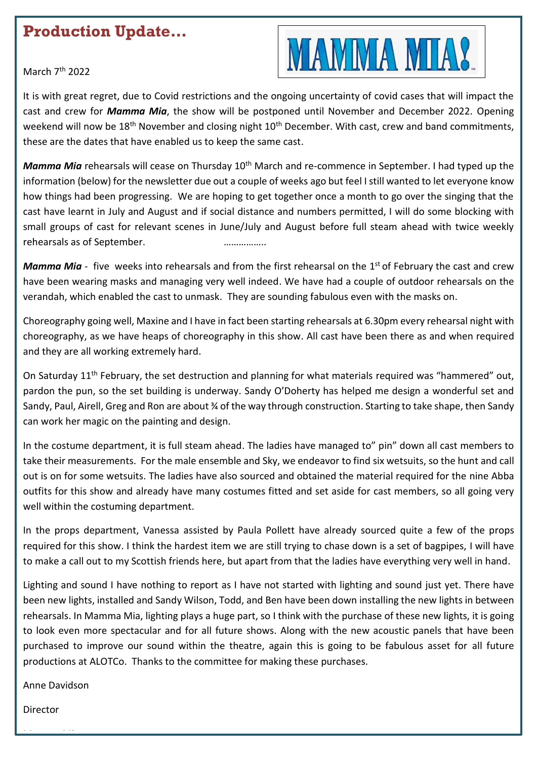## Production Update...

MAMMA MIA!

March 7th 2022

It is with great regret, due to Covid restrictions and the ongoing uncertainty of covid cases that will impact the cast and crew for ***Mamma Mia***, the show will be postponed until November and December 2022. Opening weekend will now be 18th November and closing night 10th December. With cast, crew and band commitments, these are the dates that have enabled us to keep the same cast.

***Mamma Mia*** rehearsals will cease on Thursday 10th March and re-commence in September. I had typed up the information (below) for the newsletter due out a couple of weeks ago but feel I still wanted to let everyone know how things had been progressing. We are hoping to get together once a month to go over the singing that the cast have learnt in July and August and if social distance and numbers permitted, I will do some blocking with small groups of cast for relevant scenes in June/July and August before full steam ahead with twice weekly rehearsals as of September. ……………..

***Mamma Mia*** - five weeks into rehearsals and from the first rehearsal on the 1st of February the cast and crew have been wearing masks and managing very well indeed. We have had a couple of outdoor rehearsals on the verandah, which enabled the cast to unmask. They are sounding fabulous even with the masks on.

Choreography going well, Maxine and I have in fact been starting rehearsals at 6.30pm every rehearsal night with choreography, as we have heaps of choreography in this show. All cast have been there as and when required and they are all working extremely hard.

On Saturday 11th February, the set destruction and planning for what materials required was "hammered" out, pardon the pun, so the set building is underway. Sandy O'Doherty has helped me design a wonderful set and Sandy, Paul, Airell, Greg and Ron are about ¾ of the way through construction. Starting to take shape, then Sandy can work her magic on the painting and design.

In the costume department, it is full steam ahead. The ladies have managed to" pin" down all cast members to take their measurements. For the male ensemble and Sky, we endeavor to find six wetsuits, so the hunt and call out is on for some wetsuits. The ladies have also sourced and obtained the material required for the nine Abba outfits for this show and already have many costumes fitted and set aside for cast members, so all going very well within the costuming department.

In the props department, Vanessa assisted by Paula Pollett have already sourced quite a few of the props required for this show. I think the hardest item we are still trying to chase down is a set of bagpipes, I will have to make a call out to my Scottish friends here, but apart from that the ladies have everything very well in hand.

Lighting and sound I have nothing to report as I have not started with lighting and sound just yet. There have been new lights, installed and Sandy Wilson, Todd, and Ben have been down installing the new lights in between rehearsals. In Mamma Mia, lighting plays a huge part, so I think with the purchase of these new lights, it is going to look even more spectacular and for all future shows. Along with the new acoustic panels that have been purchased to improve our sound within the theatre, again this is going to be fabulous asset for all future productions at ALOTCo. Thanks to the committee for making these purchases.

Anne Davidson

Director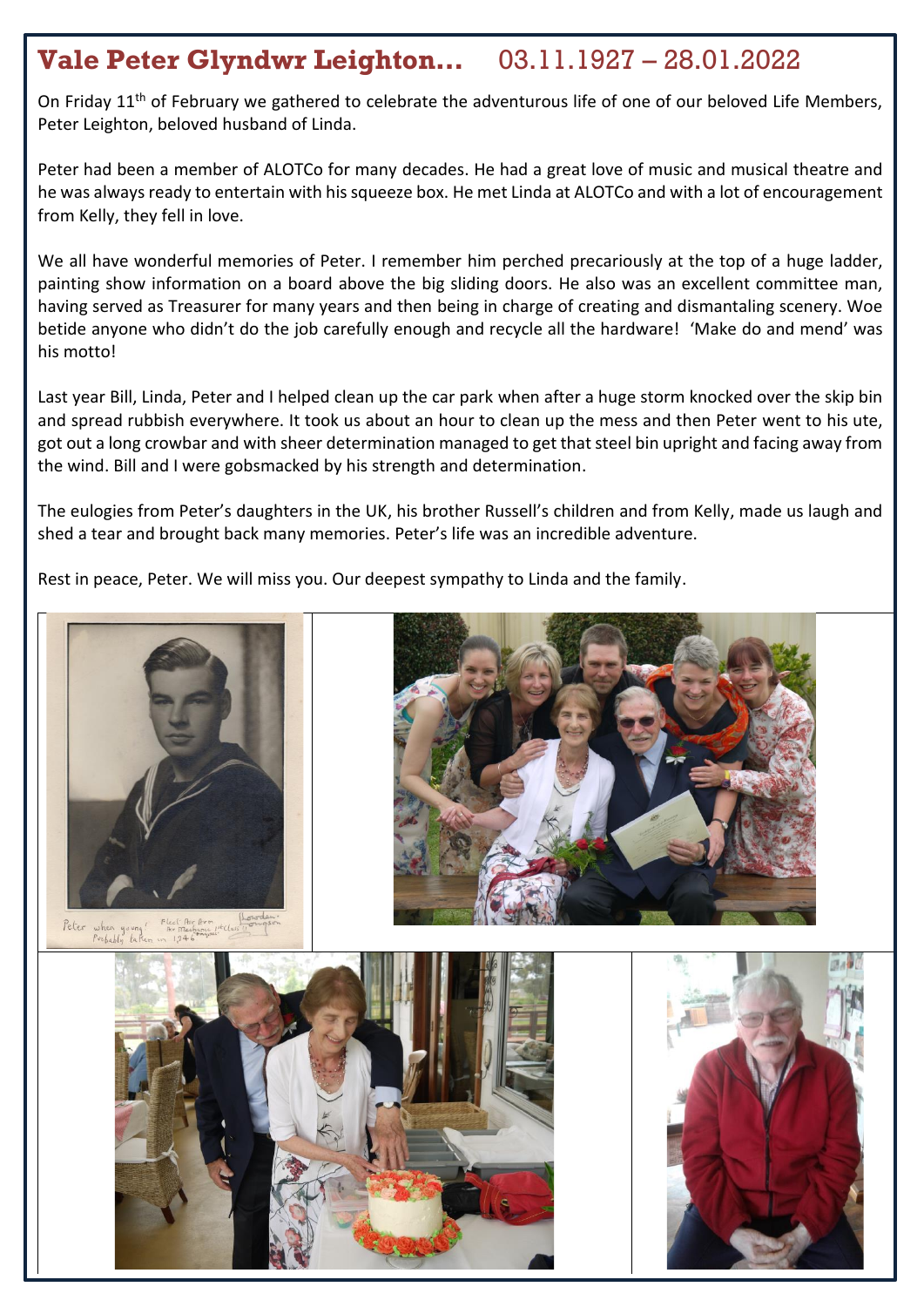# Vale Peter Glyndwr Leighton… 03.11.1927 – 28.01.2022

On Friday 11th of February we gathered to celebrate the adventurous life of one of our beloved Life Members, Peter Leighton, beloved husband of Linda.

Peter had been a member of ALOTCo for many decades. He had a great love of music and musical theatre and he was always ready to entertain with his squeeze box. He met Linda at ALOTCo and with a lot of encouragement from Kelly, they fell in love.

We all have wonderful memories of Peter. I remember him perched precariously at the top of a huge ladder, painting show information on a board above the big sliding doors. He also was an excellent committee man, having served as Treasurer for many years and then being in charge of creating and dismantaling scenery. Woe betide anyone who didn't do the job carefully enough and recycle all the hardware! 'Make do and mend' was his motto!

Last year Bill, Linda, Peter and I helped clean up the car park when after a huge storm knocked over the skip bin and spread rubbish everywhere. It took us about an hour to clean up the mess and then Peter went to his ute, got out a long crowbar and with sheer determination managed to get that steel bin upright and facing away from the wind. Bill and I were gobsmacked by his strength and determination.

The eulogies from Peter's daughters in the UK, his brother Russell's children and from Kelly, made us laugh and shed a tear and brought back many memories. Peter's life was an incredible adventure.

Rest in peace, Peter. We will miss you. Our deepest sympathy to Linda and the family.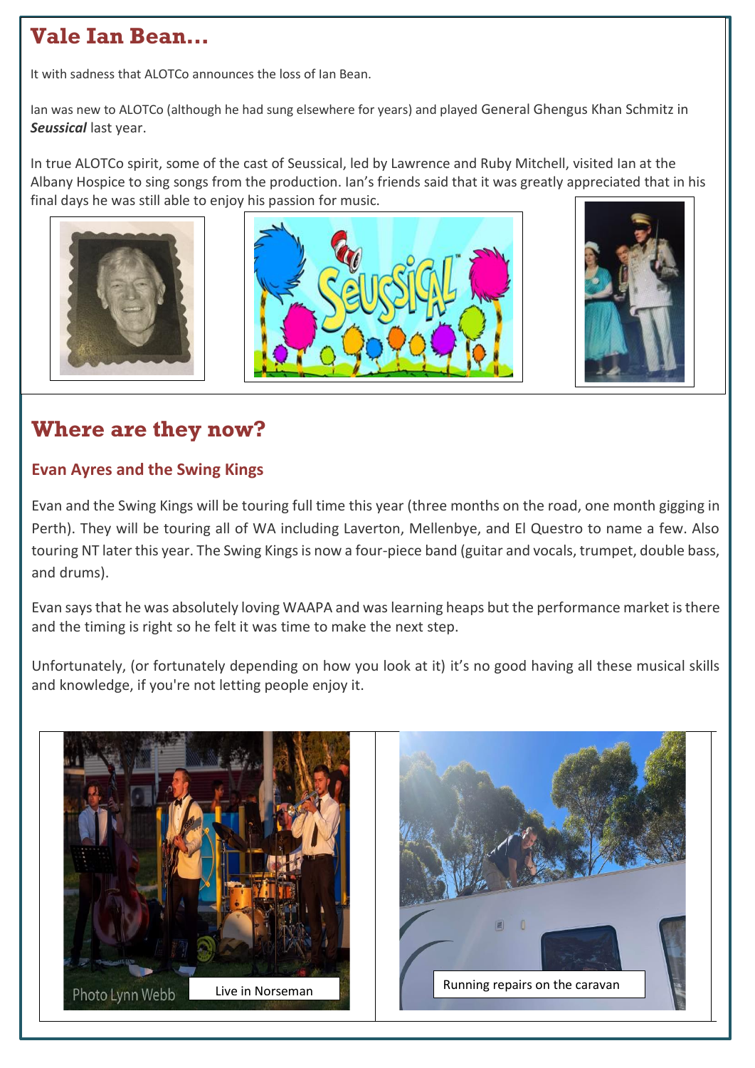## Vale Ian Bean…

It with sadness that ALOTCo announces the loss of Ian Bean.

Ian was new to ALOTCo (although he had sung elsewhere for years) and played General Ghengus Khan Schmitz in ***Seussical*** last year.

In true ALOTCo spirit, some of the cast of Seussical, led by Lawrence and Ruby Mitchell, visited Ian at the Albany Hospice to sing songs from the production. Ian's friends said that it was greatly appreciated that in his final days he was still able to enjoy his passion for music.

## Where are they now?

### Evan Ayres and the Swing Kings

Evan and the Swing Kings will be touring full time this year (three months on the road, one month gigging in Perth). They will be touring all of WA including Laverton, Mellenbye, and El Questro to name a few. Also touring NT later this year. The Swing Kings is now a four-piece band (guitar and vocals, trumpet, double bass, and drums).

Evan says that he was absolutely loving WAAPA and was learning heaps but the performance market is there and the timing is right so he felt it was time to make the next step.

Unfortunately, (or fortunately depending on how you look at it) it's no good having all these musical skills and knowledge, if you're not letting people enjoy it.

Photo Lynn Webb

Live in Norseman

Running repairs on the caravan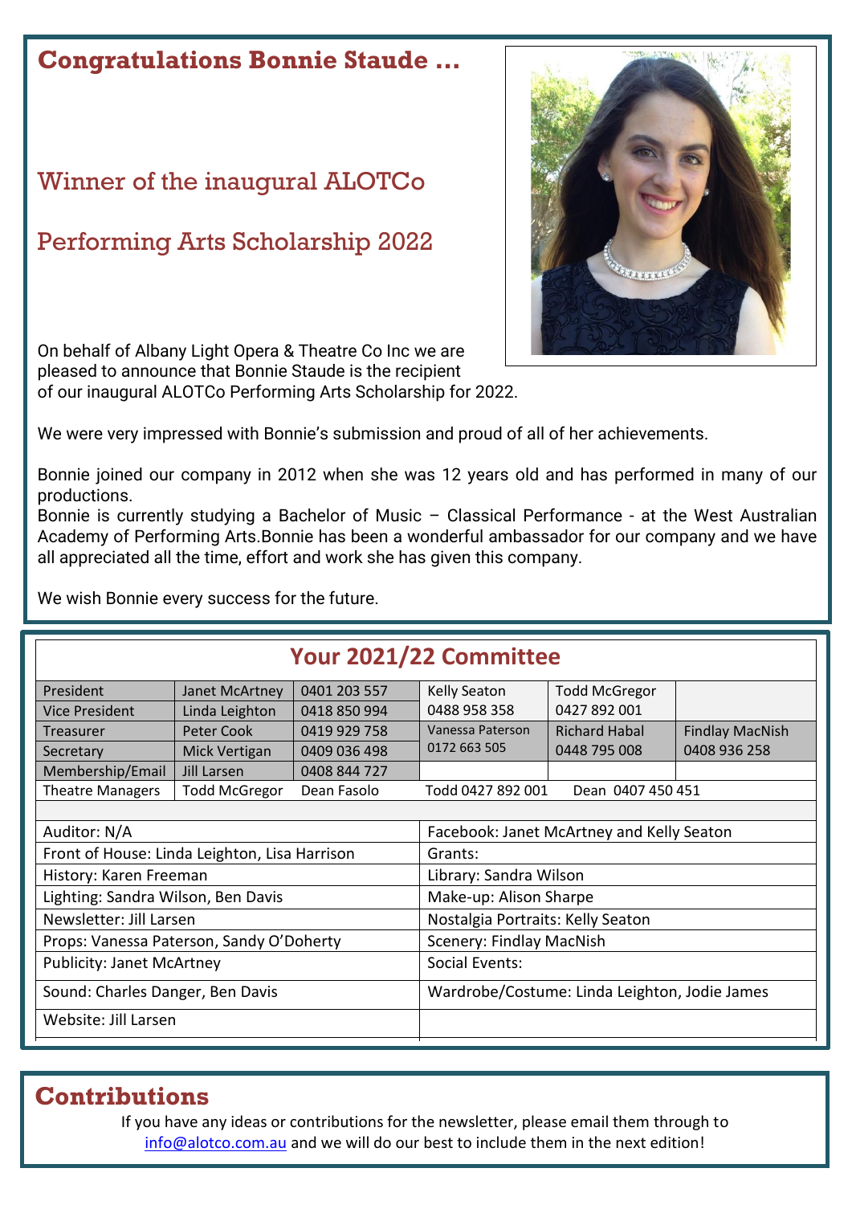## Congratulations Bonnie Staude …

### Winner of the inaugural ALOTCo Performing Arts Scholarship 2022

On behalf of Albany Light Opera & Theatre Co Inc we are pleased to announce that Bonnie Staude is the recipient of our inaugural ALOTCo Performing Arts Scholarship for 2022.

We were very impressed with Bonnie's submission and proud of all of her achievements.

Bonnie joined our company in 2012 when she was 12 years old and has performed in many of our productions.
Bonnie is currently studying a Bachelor of Music – Classical Performance - at the West Australian Academy of Performing Arts.Bonnie has been a wonderful ambassador for our company and we have all appreciated all the time, effort and work she has given this company.

We wish Bonnie every success for the future.

## Your 2021/22 Committee

| | | | | | |
|---|---|---|---|---|---|
| President | Janet McArtney | 0401 203 557 | Kelly Seaton 0488 958 358 | Todd McGregor 0427 892 001 | |
| Vice President | Linda Leighton | 0418 850 994 | | | |
| Treasurer | Peter Cook | 0419 929 758 | Vanessa Paterson 0172 663 505 | Richard Habal 0448 795 008 | Findlay MacNish 0408 936 258 |
| Secretary | Mick Vertigan | 0409 036 498 | | | |
| Membership/Email | Jill Larsen | 0408 844 727 | | | |
| Theatre Managers | Todd McGregor | Dean Fasolo | Todd 0427 892 001 | Dean 0407 450 451 | |

| | |
|---|---|
| Auditor: N/A | Facebook: Janet McArtney and Kelly Seaton |
| Front of House: Linda Leighton, Lisa Harrison | Grants: |
| History: Karen Freeman | Library: Sandra Wilson |
| Lighting: Sandra Wilson, Ben Davis | Make-up: Alison Sharpe |
| Newsletter: Jill Larsen | Nostalgia Portraits: Kelly Seaton |
| Props: Vanessa Paterson, Sandy O'Doherty | Scenery: Findlay MacNish |
| Publicity: Janet McArtney | Social Events: |
| Sound: Charles Danger, Ben Davis | Wardrobe/Costume: Linda Leighton, Jodie James |
| Website: Jill Larsen | |

## Contributions

If you have any ideas or contributions for the newsletter, please email them through to info@alotco.com.au and we will do our best to include them in the next edition!